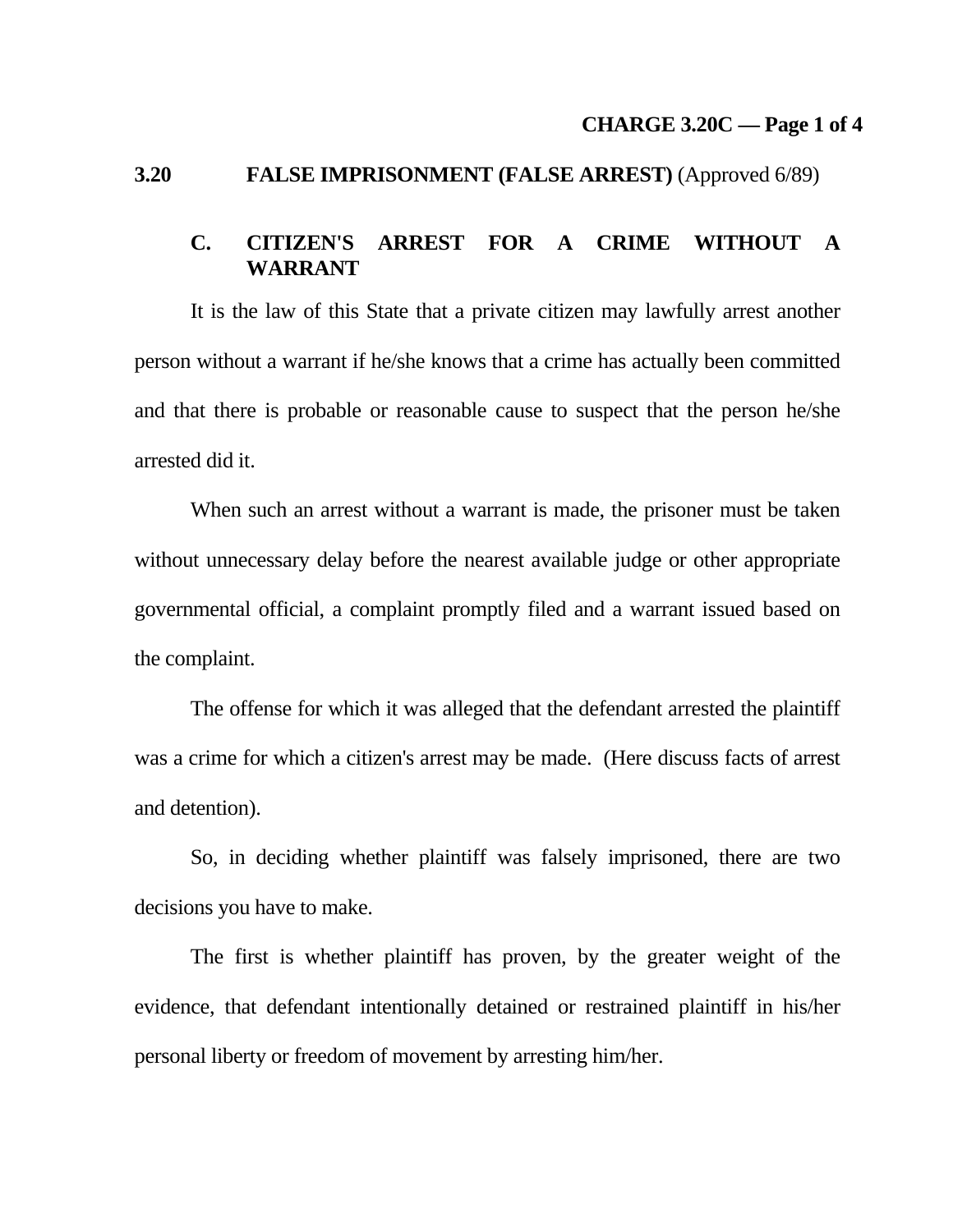## 3.20 FALSE IMPRISONMENT (FALSE ARREST) (Approved 6/89)

### C. CITIZEN'S ARREST FOR A CRIME WITHOUT A WARRANT

It is the law of this State that a private citizen may lawfully arrest another person without a warrant if he/she knows that a crime has actually been committed and that there is probable or reasonable cause to suspect that the person he/she arrested did it.

When such an arrest without a warrant is made, the prisoner must be taken without unnecessary delay before the nearest available judge or other appropriate governmental official, a complaint promptly filed and a warrant issued based on the complaint.

The offense for which it was alleged that the defendant arrested the plaintiff was a crime for which a citizen's arrest may be made. (Here discuss facts of arrest and detention).

So, in deciding whether plaintiff was falsely imprisoned, there are two decisions you have to make.

The first is whether plaintiff has proven, by the greater weight of the evidence, that defendant intentionally detained or restrained plaintiff in his/her personal liberty or freedom of movement by arresting him/her.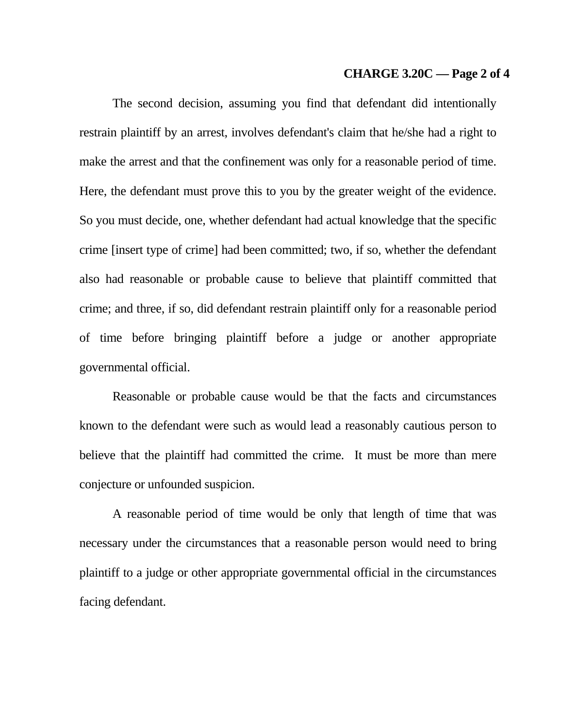The second decision, assuming you find that defendant did intentionally restrain plaintiff by an arrest, involves defendant's claim that he/she had a right to make the arrest and that the confinement was only for a reasonable period of time. Here, the defendant must prove this to you by the greater weight of the evidence. So you must decide, one, whether defendant had actual knowledge that the specific crime [insert type of crime] had been committed; two, if so, whether the defendant also had reasonable or probable cause to believe that plaintiff committed that crime; and three, if so, did defendant restrain plaintiff only for a reasonable period of time before bringing plaintiff before a judge or another appropriate governmental official.

Reasonable or probable cause would be that the facts and circumstances known to the defendant were such as would lead a reasonably cautious person to believe that the plaintiff had committed the crime. It must be more than mere conjecture or unfounded suspicion.

A reasonable period of time would be only that length of time that was necessary under the circumstances that a reasonable person would need to bring plaintiff to a judge or other appropriate governmental official in the circumstances facing defendant.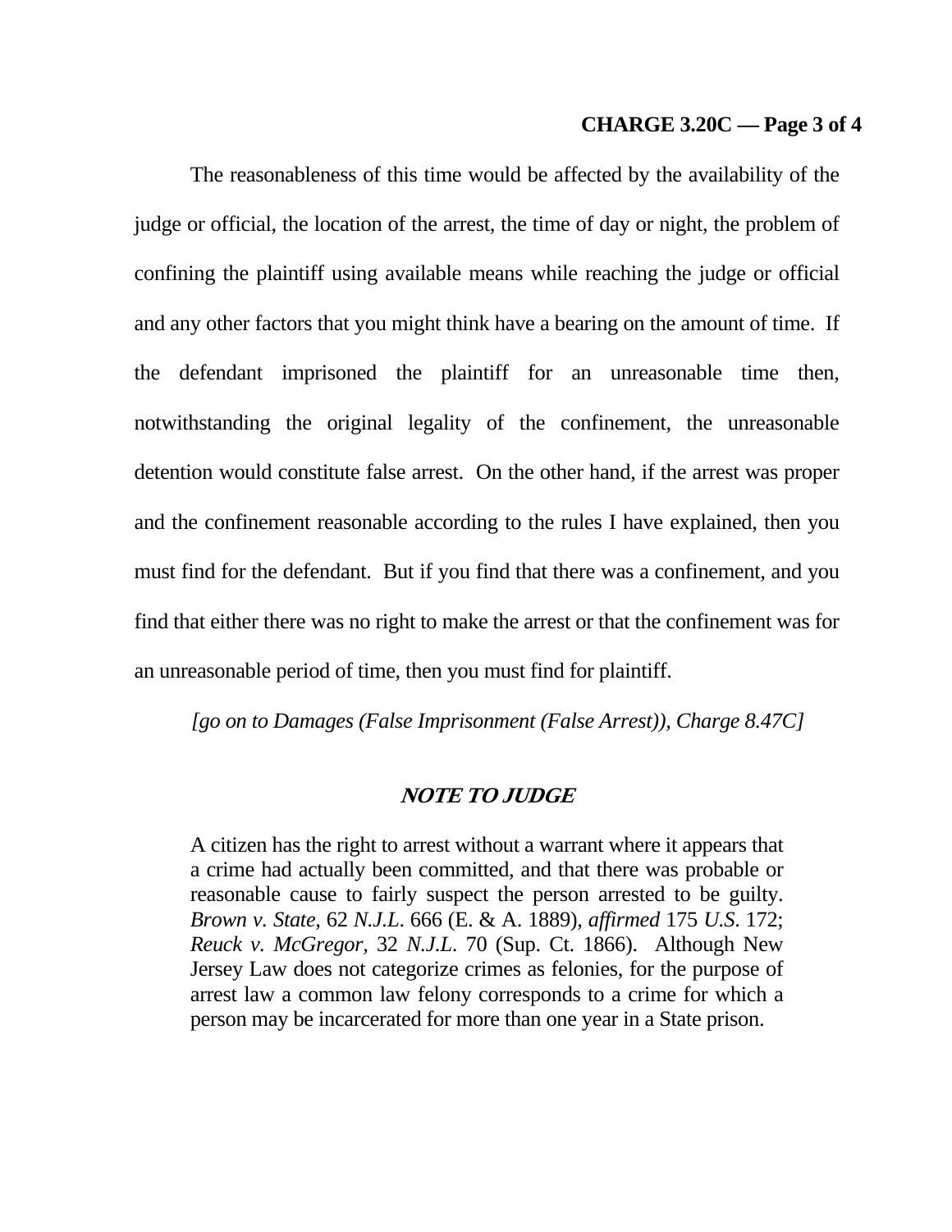The reasonableness of this time would be affected by the availability of the judge or official, the location of the arrest, the time of day or night, the problem of confining the plaintiff using available means while reaching the judge or official and any other factors that you might think have a bearing on the amount of time. If the defendant imprisoned the plaintiff for an unreasonable time then, notwithstanding the original legality of the confinement, the unreasonable detention would constitute false arrest. On the other hand, if the arrest was proper and the confinement reasonable according to the rules I have explained, then you must find for the defendant. But if you find that there was a confinement, and you find that either there was no right to make the arrest or that the confinement was for an unreasonable period of time, then you must find for plaintiff.

*[go on to Damages (False Imprisonment (False Arrest)), Charge 8.47C]*

## NOTE TO JUDGE

A citizen has the right to arrest without a warrant where it appears that a crime had actually been committed, and that there was probable or reasonable cause to fairly suspect the person arrested to be guilty. *Brown v. State*, 62 *N.J.L.* 666 (E. & A. 1889), *affirmed* 175 *U.S.* 172; *Reuck v. McGregor*, 32 *N.J.L.* 70 (Sup. Ct. 1866). Although New Jersey Law does not categorize crimes as felonies, for the purpose of arrest law a common law felony corresponds to a crime for which a person may be incarcerated for more than one year in a State prison.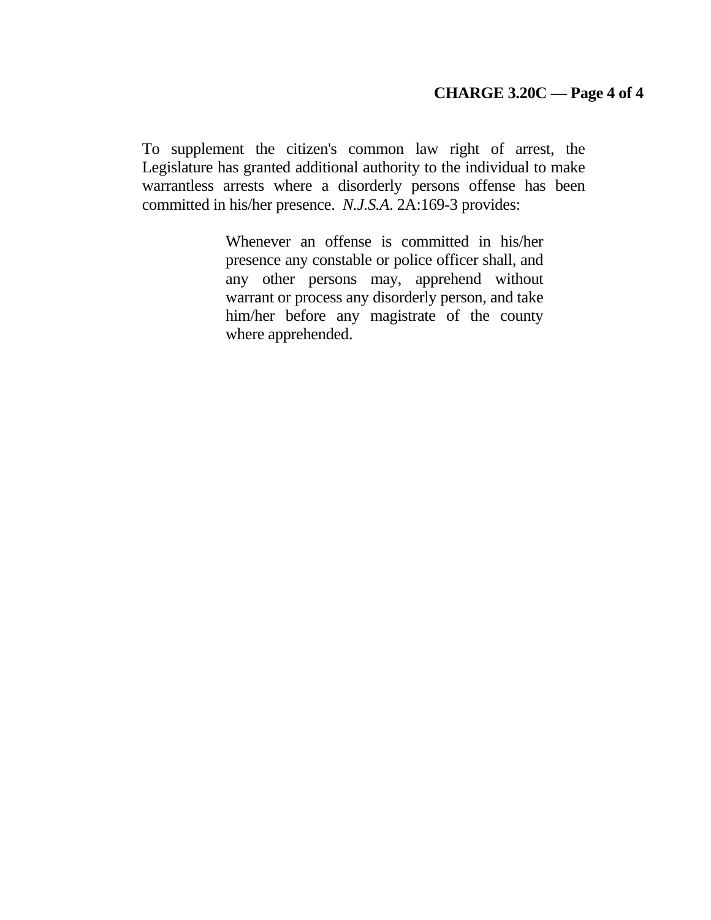To supplement the citizen's common law right of arrest, the Legislature has granted additional authority to the individual to make warrantless arrests where a disorderly persons offense has been committed in his/her presence. *N.J.S.A.* 2A:169-3 provides:

> Whenever an offense is committed in his/her presence any constable or police officer shall, and any other persons may, apprehend without warrant or process any disorderly person, and take him/her before any magistrate of the county where apprehended.